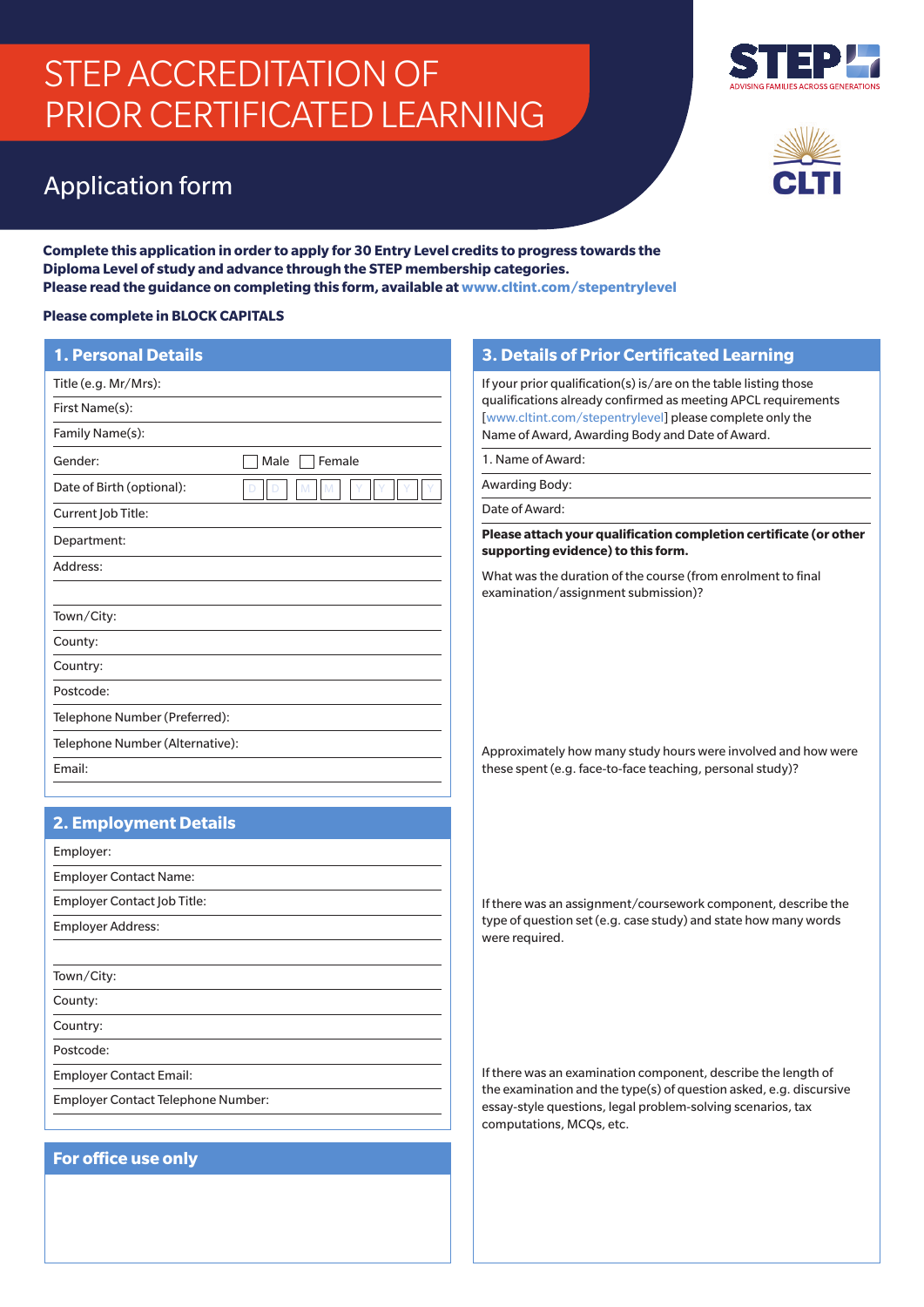# STEP ACCREDITATION OF PRIOR CERTIFICATED LEARNING

## Application form

STEP — ADVISING FAMILIES ACROSS GENERATIONS

CLTI

**Complete this application in order to apply for 30 Entry Level credits to progress towards the Diploma Level of study and advance through the STEP membership categories.**
**Please read the guidance on completing this form, available at www.cltint.com/stepentrylevel**

**Please complete in BLOCK CAPITALS**

## 1. Personal Details

Title (e.g. Mr/Mrs):

First Name(s):

Family Name(s):

Gender: ☐ Male ☐ Female

Date of Birth (optional): D D / M M / Y Y Y Y

Current Job Title:

Department:

Address:

Town/City:

County:

Country:

Postcode:

Telephone Number (Preferred):

Telephone Number (Alternative):

Email:

## 2. Employment Details

Employer:

Employer Contact Name:

Employer Contact Job Title:

Employer Address:

Town/City:

County:

Country:

Postcode:

Employer Contact Email:

Employer Contact Telephone Number:

## For office use only

## 3. Details of Prior Certificated Learning

If your prior qualification(s) is/are on the table listing those qualifications already confirmed as meeting APCL requirements [www.cltint.com/stepentrylevel] please complete only the Name of Award, Awarding Body and Date of Award.

1. Name of Award:

Awarding Body:

Date of Award:

**Please attach your qualification completion certificate (or other supporting evidence) to this form.**

What was the duration of the course (from enrolment to final examination/assignment submission)?

Approximately how many study hours were involved and how were these spent (e.g. face-to-face teaching, personal study)?

If there was an assignment/coursework component, describe the type of question set (e.g. case study) and state how many words were required.

If there was an examination component, describe the length of the examination and the type(s) of question asked, e.g. discursive essay-style questions, legal problem-solving scenarios, tax computations, MCQs, etc.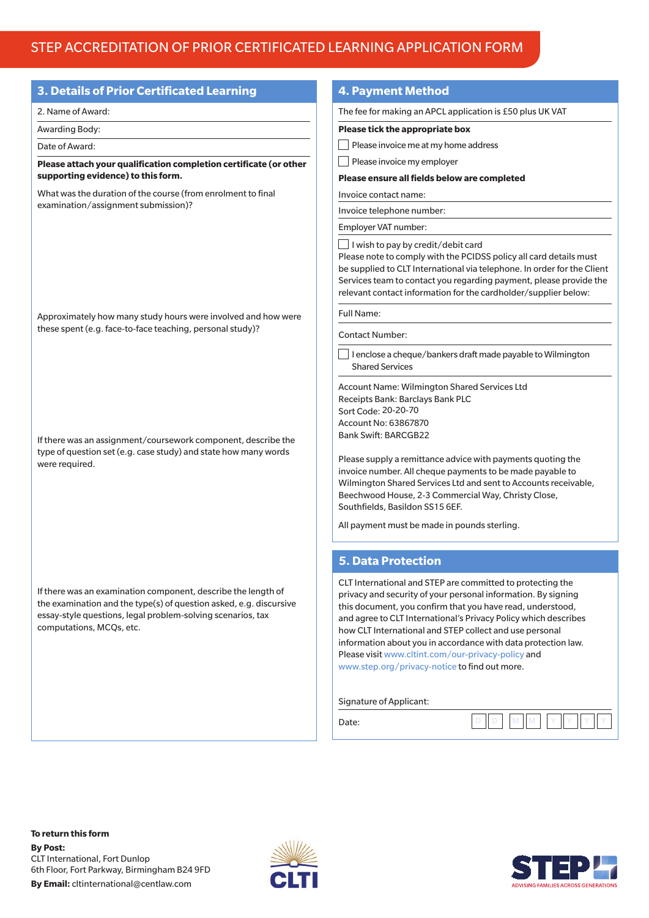# STEP ACCREDITATION OF PRIOR CERTIFICATED LEARNING APPLICATION FORM

## 3. Details of Prior Certificated Learning

2. Name of Award:

Awarding Body:

Date of Award:

**Please attach your qualification completion certificate (or other supporting evidence) to this form.**

What was the duration of the course (from enrolment to final examination/assignment submission)?

Approximately how many study hours were involved and how were these spent (e.g. face-to-face teaching, personal study)?

If there was an assignment/coursework component, describe the type of question set (e.g. case study) and state how many words were required.

If there was an examination component, describe the length of the examination and the type(s) of question asked, e.g. discursive essay-style questions, legal problem-solving scenarios, tax computations, MCQs, etc.

## 4. Payment Method

The fee for making an APCL application is £50 plus UK VAT

**Please tick the appropriate box**

☐ Please invoice me at my home address

☐ Please invoice my employer

**Please ensure all fields below are completed**

Invoice contact name:

Invoice telephone number:

Employer VAT number:

☐ I wish to pay by credit/debit card

Please note to comply with the PCIDSS policy all card details must be supplied to CLT International via telephone. In order for the Client Services team to contact you regarding payment, please provide the relevant contact information for the cardholder/supplier below:

Full Name:

Contact Number:

☐ I enclose a cheque/bankers draft made payable to Wilmington Shared Services

Account Name: Wilmington Shared Services Ltd
Receipts Bank: Barclays Bank PLC
Sort Code: 20-20-70
Account No: 63867870
Bank Swift: BARCGB22

Please supply a remittance advice with payments quoting the invoice number. All cheque payments to be made payable to Wilmington Shared Services Ltd and sent to Accounts receivable, Beechwood House, 2-3 Commercial Way, Christy Close, Southfields, Basildon SS15 6EF.

All payment must be made in pounds sterling.

## 5. Data Protection

CLT International and STEP are committed to protecting the privacy and security of your personal information. By signing this document, you confirm that you have read, understood, and agree to CLT International's Privacy Policy which describes how CLT International and STEP collect and use personal information about you in accordance with data protection law. Please visit www.cltint.com/our-privacy-policy and www.step.org/privacy-notice to find out more.

Signature of Applicant:

Date: D D M M Y Y Y Y

**To return this form**

**By Post:**
CLT International, Fort Dunlop
6th Floor, Fort Parkway, Birmingham B24 9FD

**By Email:** cltinternational@centlaw.com

CLTI

STEP
ADVISING FAMILIES ACROSS GENERATIONS